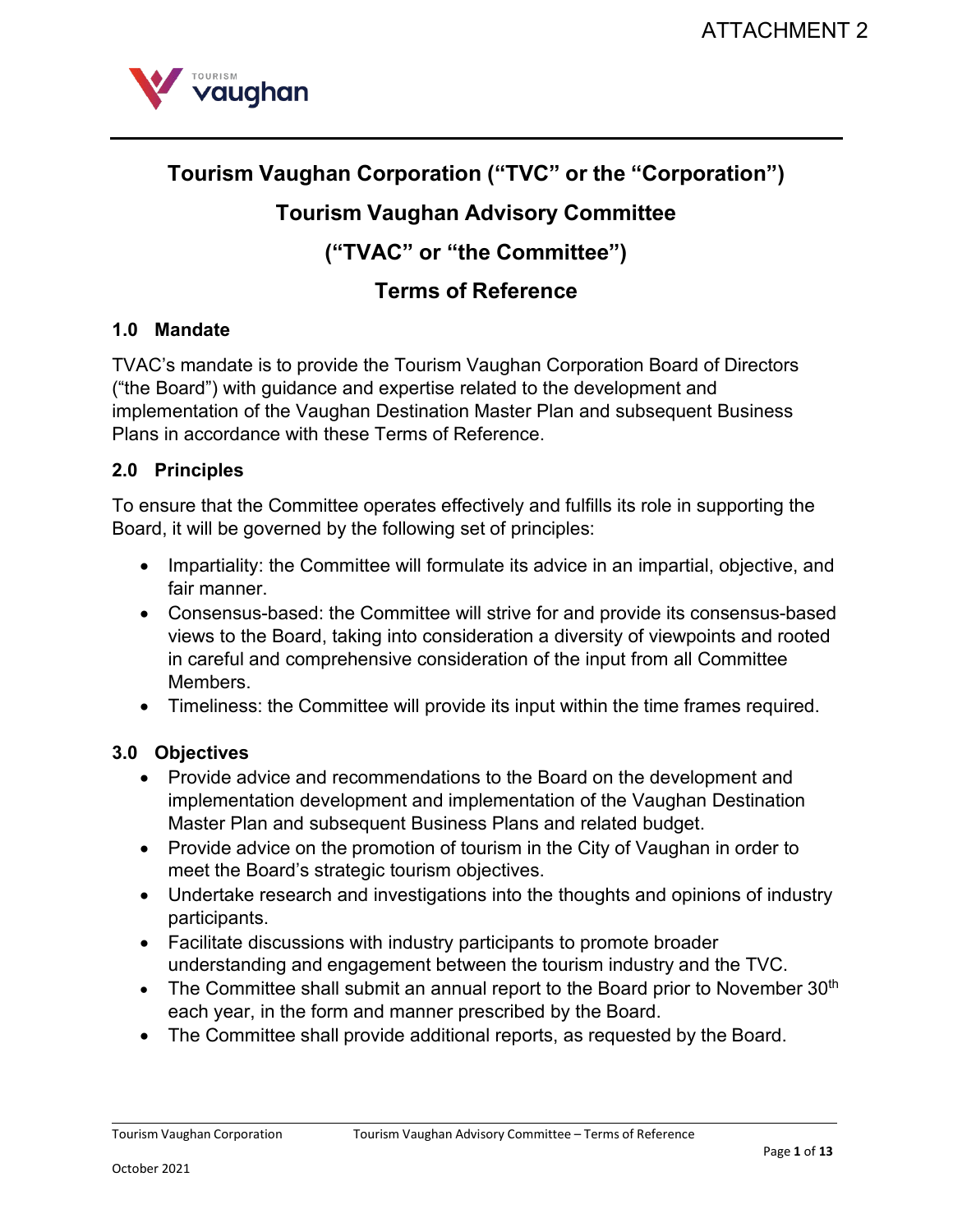ATTACHMENT 2

# Tourism Vaughan Corporation ("TVC" or the "Corporation")

# Tourism Vaughan Advisory Committee

# ("TVAC" or "the Committee")

# Terms of Reference

## 1.0 Mandate

TVAC's mandate is to provide the Tourism Vaughan Corporation Board of Directors ("the Board") with guidance and expertise related to the development and implementation of the Vaughan Destination Master Plan and subsequent Business Plans in accordance with these Terms of Reference.

## 2.0 Principles

To ensure that the Committee operates effectively and fulfills its role in supporting the Board, it will be governed by the following set of principles:

- Impartiality: the Committee will formulate its advice in an impartial, objective, and fair manner.
- Consensus-based: the Committee will strive for and provide its consensus-based views to the Board, taking into consideration a diversity of viewpoints and rooted in careful and comprehensive consideration of the input from all Committee Members.
- Timeliness: the Committee will provide its input within the time frames required.

## 3.0 Objectives

- Provide advice and recommendations to the Board on the development and implementation development and implementation of the Vaughan Destination Master Plan and subsequent Business Plans and related budget.
- Provide advice on the promotion of tourism in the City of Vaughan in order to meet the Board's strategic tourism objectives.
- Undertake research and investigations into the thoughts and opinions of industry participants.
- Facilitate discussions with industry participants to promote broader understanding and engagement between the tourism industry and the TVC.
- The Committee shall submit an annual report to the Board prior to November 30th each year, in the form and manner prescribed by the Board.
- The Committee shall provide additional reports, as requested by the Board.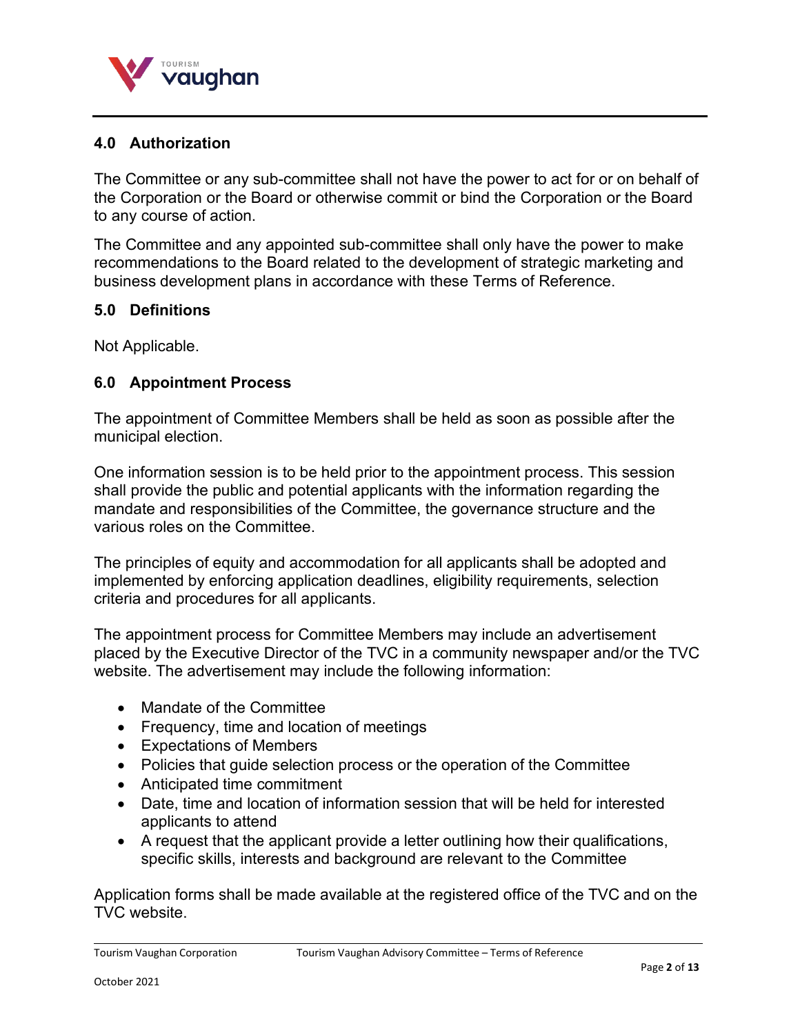## 4.0 Authorization

The Committee or any sub-committee shall not have the power to act for or on behalf of the Corporation or the Board or otherwise commit or bind the Corporation or the Board to any course of action.

The Committee and any appointed sub-committee shall only have the power to make recommendations to the Board related to the development of strategic marketing and business development plans in accordance with these Terms of Reference.

## 5.0 Definitions

Not Applicable.

## 6.0 Appointment Process

The appointment of Committee Members shall be held as soon as possible after the municipal election.

One information session is to be held prior to the appointment process. This session shall provide the public and potential applicants with the information regarding the mandate and responsibilities of the Committee, the governance structure and the various roles on the Committee.

The principles of equity and accommodation for all applicants shall be adopted and implemented by enforcing application deadlines, eligibility requirements, selection criteria and procedures for all applicants.

The appointment process for Committee Members may include an advertisement placed by the Executive Director of the TVC in a community newspaper and/or the TVC website. The advertisement may include the following information:

- Mandate of the Committee
- Frequency, time and location of meetings
- Expectations of Members
- Policies that guide selection process or the operation of the Committee
- Anticipated time commitment
- Date, time and location of information session that will be held for interested applicants to attend
- A request that the applicant provide a letter outlining how their qualifications, specific skills, interests and background are relevant to the Committee

Application forms shall be made available at the registered office of the TVC and on the TVC website.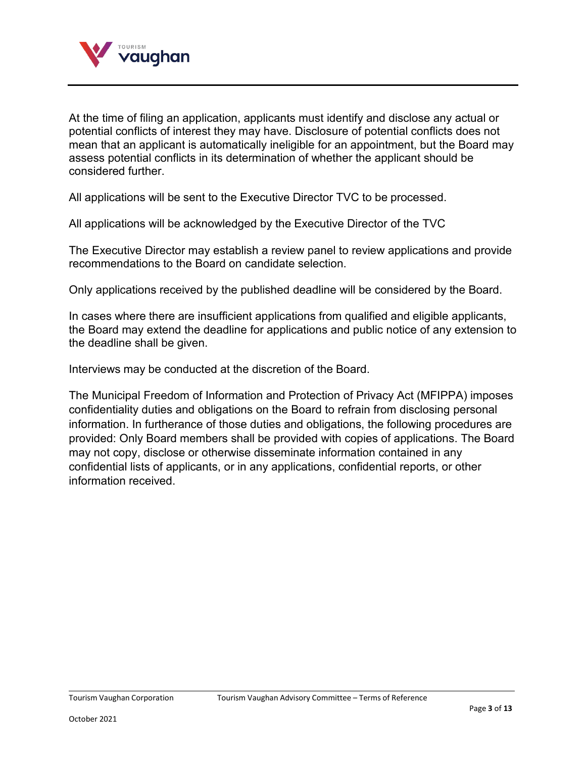At the time of filing an application, applicants must identify and disclose any actual or potential conflicts of interest they may have. Disclosure of potential conflicts does not mean that an applicant is automatically ineligible for an appointment, but the Board may assess potential conflicts in its determination of whether the applicant should be considered further.

All applications will be sent to the Executive Director TVC to be processed.

All applications will be acknowledged by the Executive Director of the TVC

The Executive Director may establish a review panel to review applications and provide recommendations to the Board on candidate selection.

Only applications received by the published deadline will be considered by the Board.

In cases where there are insufficient applications from qualified and eligible applicants, the Board may extend the deadline for applications and public notice of any extension to the deadline shall be given.

Interviews may be conducted at the discretion of the Board.

The Municipal Freedom of Information and Protection of Privacy Act (MFIPPA) imposes confidentiality duties and obligations on the Board to refrain from disclosing personal information. In furtherance of those duties and obligations, the following procedures are provided: Only Board members shall be provided with copies of applications. The Board may not copy, disclose or otherwise disseminate information contained in any confidential lists of applicants, or in any applications, confidential reports, or other information received.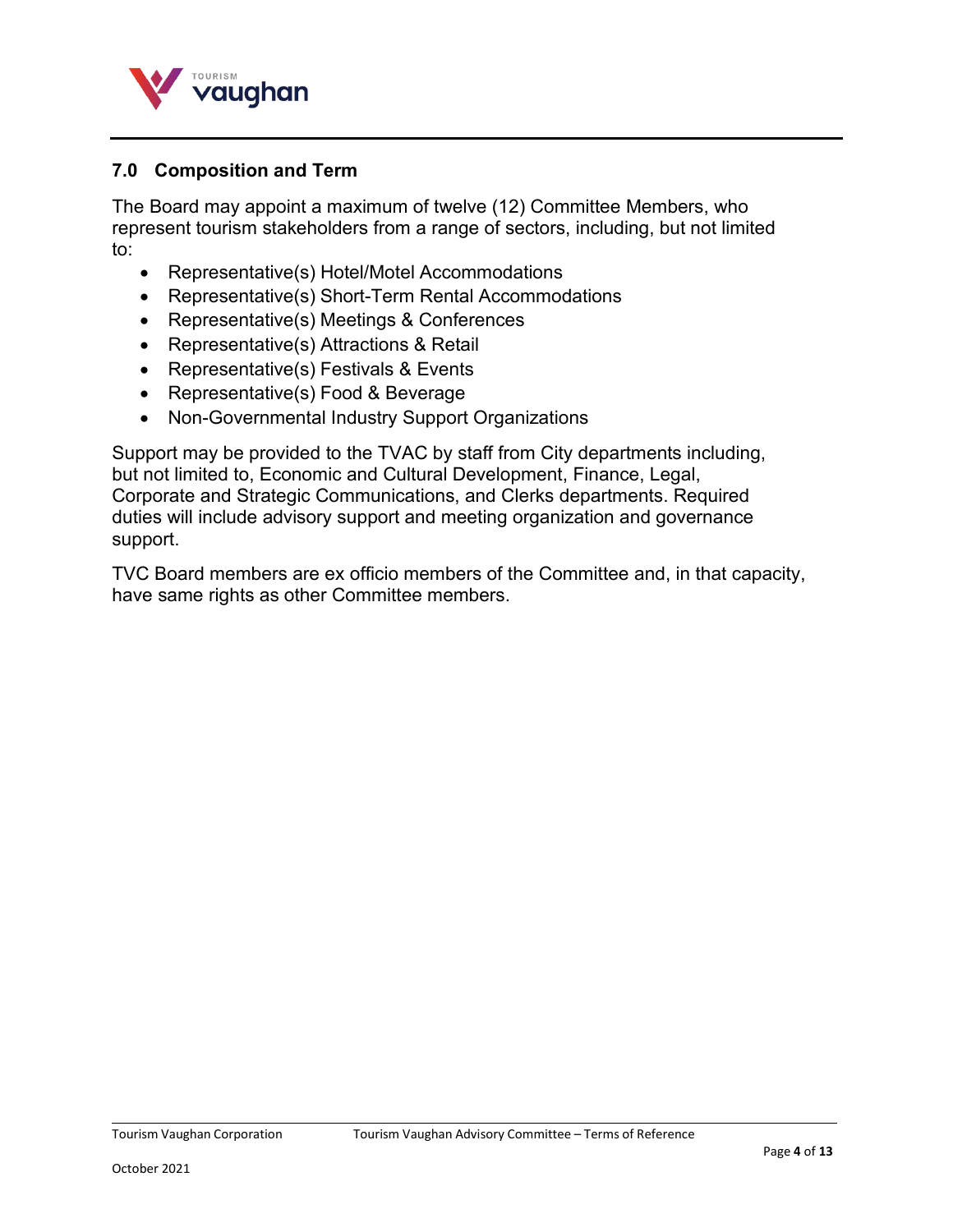## 7.0 Composition and Term

The Board may appoint a maximum of twelve (12) Committee Members, who represent tourism stakeholders from a range of sectors, including, but not limited to:

- Representative(s) Hotel/Motel Accommodations
- Representative(s) Short-Term Rental Accommodations
- Representative(s) Meetings & Conferences
- Representative(s) Attractions & Retail
- Representative(s) Festivals & Events
- Representative(s) Food & Beverage
- Non-Governmental Industry Support Organizations

Support may be provided to the TVAC by staff from City departments including, but not limited to, Economic and Cultural Development, Finance, Legal, Corporate and Strategic Communications, and Clerks departments. Required duties will include advisory support and meeting organization and governance support.

TVC Board members are ex officio members of the Committee and, in that capacity, have same rights as other Committee members.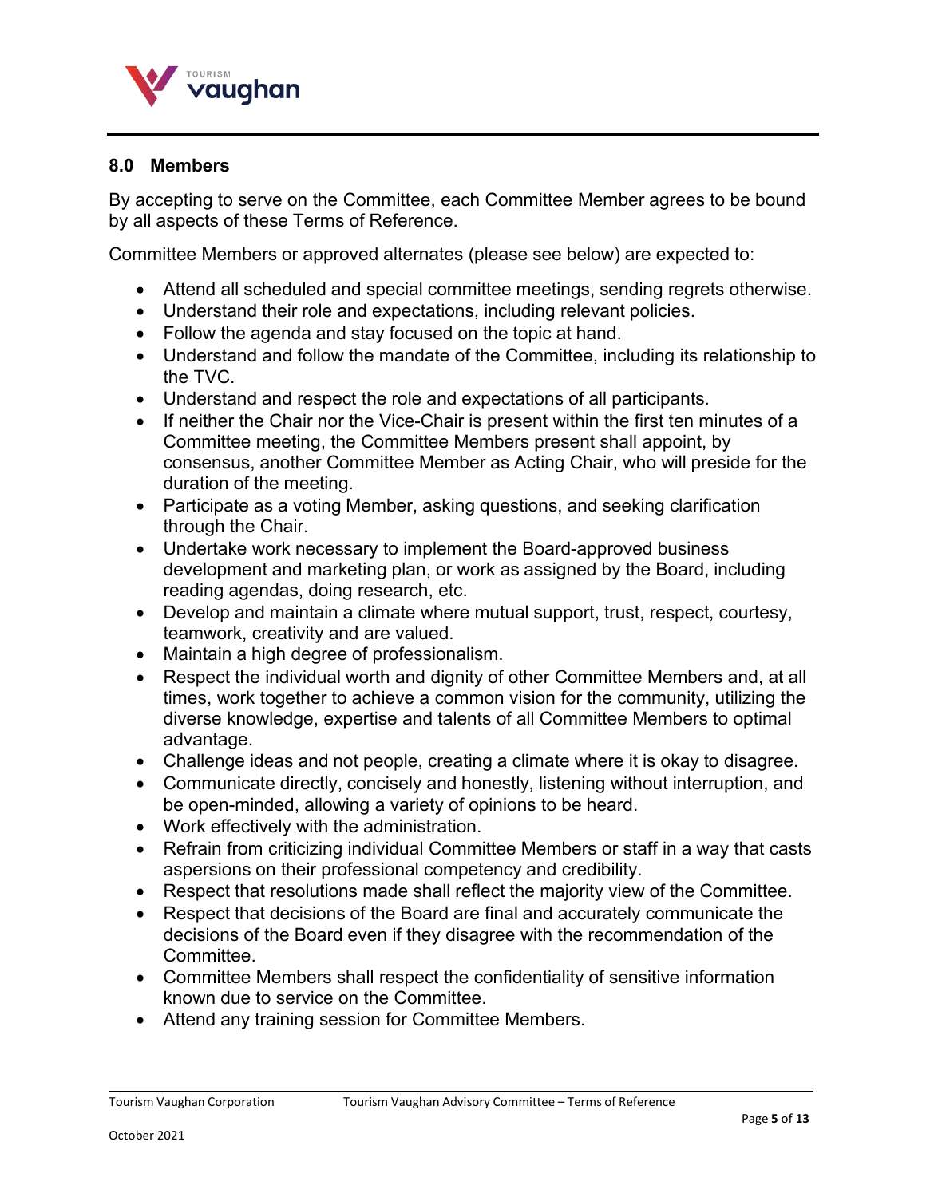## 8.0 Members

By accepting to serve on the Committee, each Committee Member agrees to be bound by all aspects of these Terms of Reference.

Committee Members or approved alternates (please see below) are expected to:

- Attend all scheduled and special committee meetings, sending regrets otherwise.
- Understand their role and expectations, including relevant policies.
- Follow the agenda and stay focused on the topic at hand.
- Understand and follow the mandate of the Committee, including its relationship to the TVC.
- Understand and respect the role and expectations of all participants.
- If neither the Chair nor the Vice-Chair is present within the first ten minutes of a Committee meeting, the Committee Members present shall appoint, by consensus, another Committee Member as Acting Chair, who will preside for the duration of the meeting.
- Participate as a voting Member, asking questions, and seeking clarification through the Chair.
- Undertake work necessary to implement the Board-approved business development and marketing plan, or work as assigned by the Board, including reading agendas, doing research, etc.
- Develop and maintain a climate where mutual support, trust, respect, courtesy, teamwork, creativity and are valued.
- Maintain a high degree of professionalism.
- Respect the individual worth and dignity of other Committee Members and, at all times, work together to achieve a common vision for the community, utilizing the diverse knowledge, expertise and talents of all Committee Members to optimal advantage.
- Challenge ideas and not people, creating a climate where it is okay to disagree.
- Communicate directly, concisely and honestly, listening without interruption, and be open-minded, allowing a variety of opinions to be heard.
- Work effectively with the administration.
- Refrain from criticizing individual Committee Members or staff in a way that casts aspersions on their professional competency and credibility.
- Respect that resolutions made shall reflect the majority view of the Committee.
- Respect that decisions of the Board are final and accurately communicate the decisions of the Board even if they disagree with the recommendation of the Committee.
- Committee Members shall respect the confidentiality of sensitive information known due to service on the Committee.
- Attend any training session for Committee Members.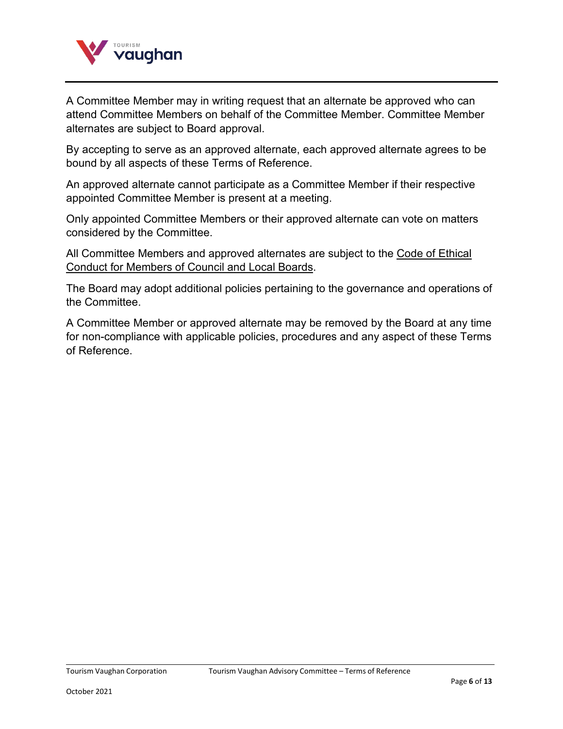A Committee Member may in writing request that an alternate be approved who can attend Committee Members on behalf of the Committee Member. Committee Member alternates are subject to Board approval.

By accepting to serve as an approved alternate, each approved alternate agrees to be bound by all aspects of these Terms of Reference.

An approved alternate cannot participate as a Committee Member if their respective appointed Committee Member is present at a meeting.

Only appointed Committee Members or their approved alternate can vote on matters considered by the Committee.

All Committee Members and approved alternates are subject to the Code of Ethical Conduct for Members of Council and Local Boards.

The Board may adopt additional policies pertaining to the governance and operations of the Committee.

A Committee Member or approved alternate may be removed by the Board at any time for non-compliance with applicable policies, procedures and any aspect of these Terms of Reference.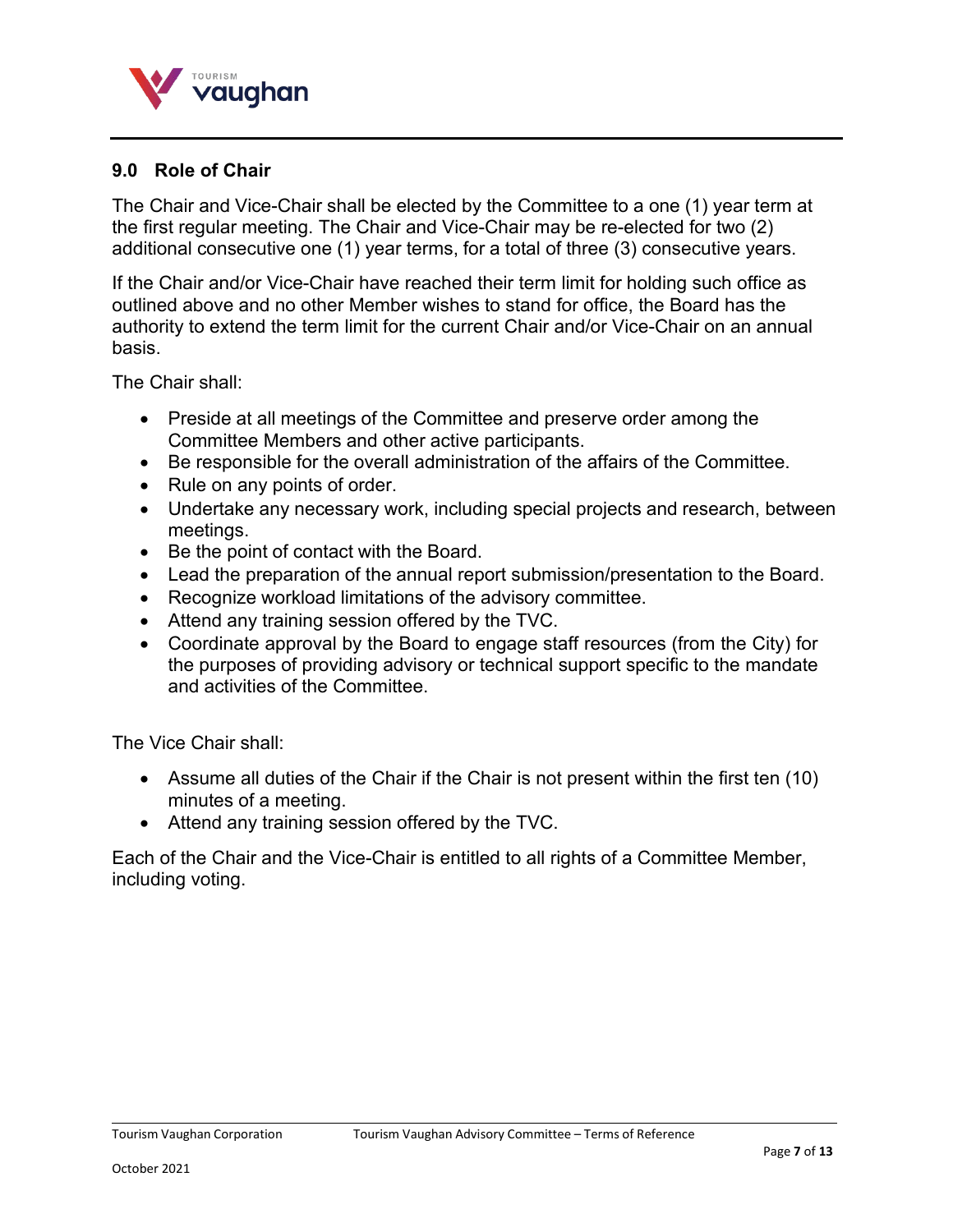## 9.0 Role of Chair

The Chair and Vice-Chair shall be elected by the Committee to a one (1) year term at the first regular meeting. The Chair and Vice-Chair may be re-elected for two (2) additional consecutive one (1) year terms, for a total of three (3) consecutive years.

If the Chair and/or Vice-Chair have reached their term limit for holding such office as outlined above and no other Member wishes to stand for office, the Board has the authority to extend the term limit for the current Chair and/or Vice-Chair on an annual basis.

The Chair shall:

- Preside at all meetings of the Committee and preserve order among the Committee Members and other active participants.
- Be responsible for the overall administration of the affairs of the Committee.
- Rule on any points of order.
- Undertake any necessary work, including special projects and research, between meetings.
- Be the point of contact with the Board.
- Lead the preparation of the annual report submission/presentation to the Board.
- Recognize workload limitations of the advisory committee.
- Attend any training session offered by the TVC.
- Coordinate approval by the Board to engage staff resources (from the City) for the purposes of providing advisory or technical support specific to the mandate and activities of the Committee.

The Vice Chair shall:

- Assume all duties of the Chair if the Chair is not present within the first ten (10) minutes of a meeting.
- Attend any training session offered by the TVC.

Each of the Chair and the Vice-Chair is entitled to all rights of a Committee Member, including voting.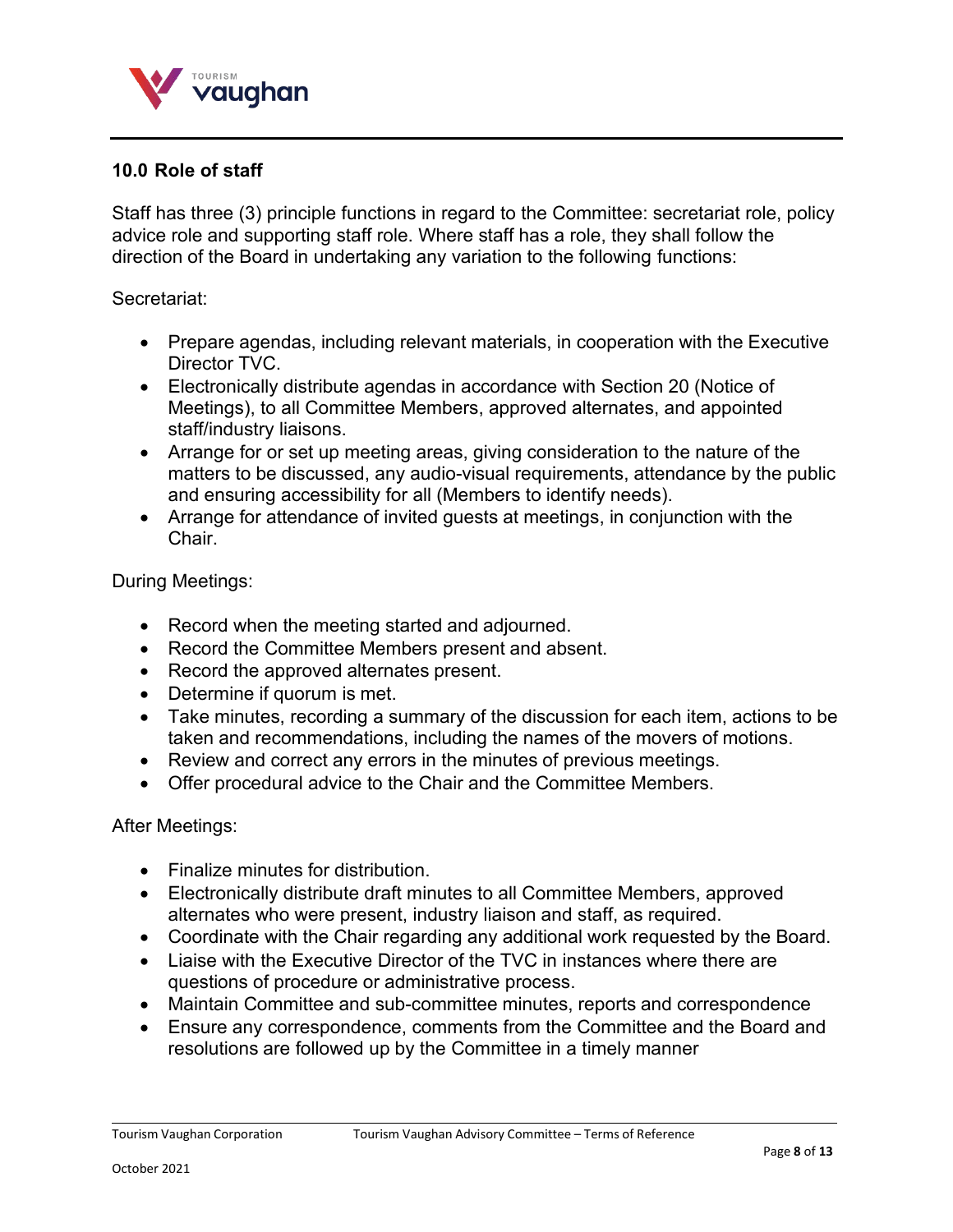## 10.0 Role of staff

Staff has three (3) principle functions in regard to the Committee: secretariat role, policy advice role and supporting staff role. Where staff has a role, they shall follow the direction of the Board in undertaking any variation to the following functions:

Secretariat:

- Prepare agendas, including relevant materials, in cooperation with the Executive Director TVC.
- Electronically distribute agendas in accordance with Section 20 (Notice of Meetings), to all Committee Members, approved alternates, and appointed staff/industry liaisons.
- Arrange for or set up meeting areas, giving consideration to the nature of the matters to be discussed, any audio-visual requirements, attendance by the public and ensuring accessibility for all (Members to identify needs).
- Arrange for attendance of invited guests at meetings, in conjunction with the Chair.

During Meetings:

- Record when the meeting started and adjourned.
- Record the Committee Members present and absent.
- Record the approved alternates present.
- Determine if quorum is met.
- Take minutes, recording a summary of the discussion for each item, actions to be taken and recommendations, including the names of the movers of motions.
- Review and correct any errors in the minutes of previous meetings.
- Offer procedural advice to the Chair and the Committee Members.

After Meetings:

- Finalize minutes for distribution.
- Electronically distribute draft minutes to all Committee Members, approved alternates who were present, industry liaison and staff, as required.
- Coordinate with the Chair regarding any additional work requested by the Board.
- Liaise with the Executive Director of the TVC in instances where there are questions of procedure or administrative process.
- Maintain Committee and sub-committee minutes, reports and correspondence
- Ensure any correspondence, comments from the Committee and the Board and resolutions are followed up by the Committee in a timely manner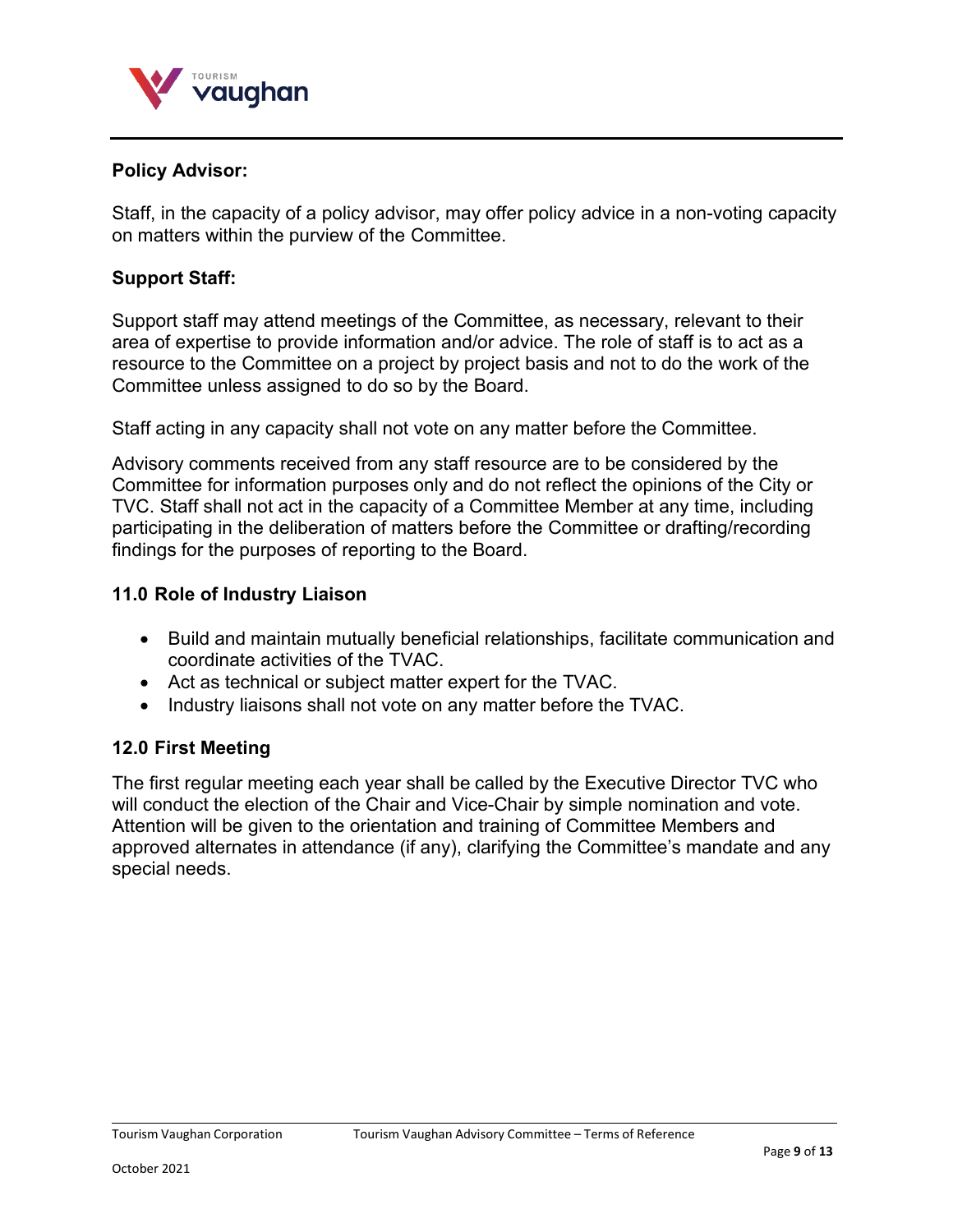**Policy Advisor:**

Staff, in the capacity of a policy advisor, may offer policy advice in a non-voting capacity on matters within the purview of the Committee.

**Support Staff:**

Support staff may attend meetings of the Committee, as necessary, relevant to their area of expertise to provide information and/or advice. The role of staff is to act as a resource to the Committee on a project by project basis and not to do the work of the Committee unless assigned to do so by the Board.

Staff acting in any capacity shall not vote on any matter before the Committee.

Advisory comments received from any staff resource are to be considered by the Committee for information purposes only and do not reflect the opinions of the City or TVC. Staff shall not act in the capacity of a Committee Member at any time, including participating in the deliberation of matters before the Committee or drafting/recording findings for the purposes of reporting to the Board.

### 11.0 Role of Industry Liaison

- Build and maintain mutually beneficial relationships, facilitate communication and coordinate activities of the TVAC.
- Act as technical or subject matter expert for the TVAC.
- Industry liaisons shall not vote on any matter before the TVAC.

### 12.0 First Meeting

The first regular meeting each year shall be called by the Executive Director TVC who will conduct the election of the Chair and Vice-Chair by simple nomination and vote. Attention will be given to the orientation and training of Committee Members and approved alternates in attendance (if any), clarifying the Committee's mandate and any special needs.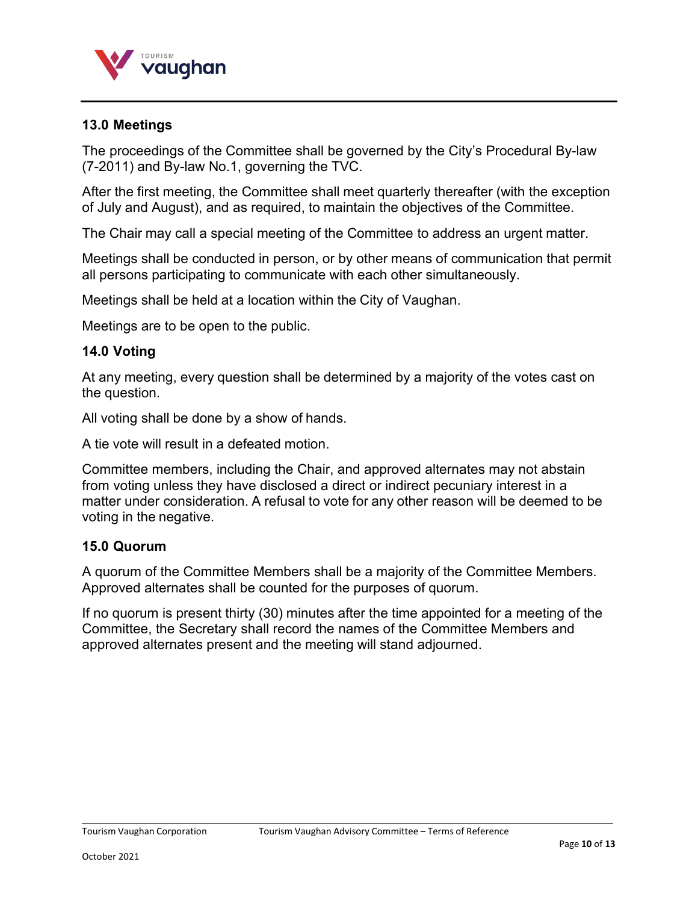## 13.0 Meetings

The proceedings of the Committee shall be governed by the City's Procedural By-law (7-2011) and By-law No.1, governing the TVC.

After the first meeting, the Committee shall meet quarterly thereafter (with the exception of July and August), and as required, to maintain the objectives of the Committee.

The Chair may call a special meeting of the Committee to address an urgent matter.

Meetings shall be conducted in person, or by other means of communication that permit all persons participating to communicate with each other simultaneously.

Meetings shall be held at a location within the City of Vaughan.

Meetings are to be open to the public.

## 14.0 Voting

At any meeting, every question shall be determined by a majority of the votes cast on the question.

All voting shall be done by a show of hands.

A tie vote will result in a defeated motion.

Committee members, including the Chair, and approved alternates may not abstain from voting unless they have disclosed a direct or indirect pecuniary interest in a matter under consideration. A refusal to vote for any other reason will be deemed to be voting in the negative.

## 15.0 Quorum

A quorum of the Committee Members shall be a majority of the Committee Members. Approved alternates shall be counted for the purposes of quorum.

If no quorum is present thirty (30) minutes after the time appointed for a meeting of the Committee, the Secretary shall record the names of the Committee Members and approved alternates present and the meeting will stand adjourned.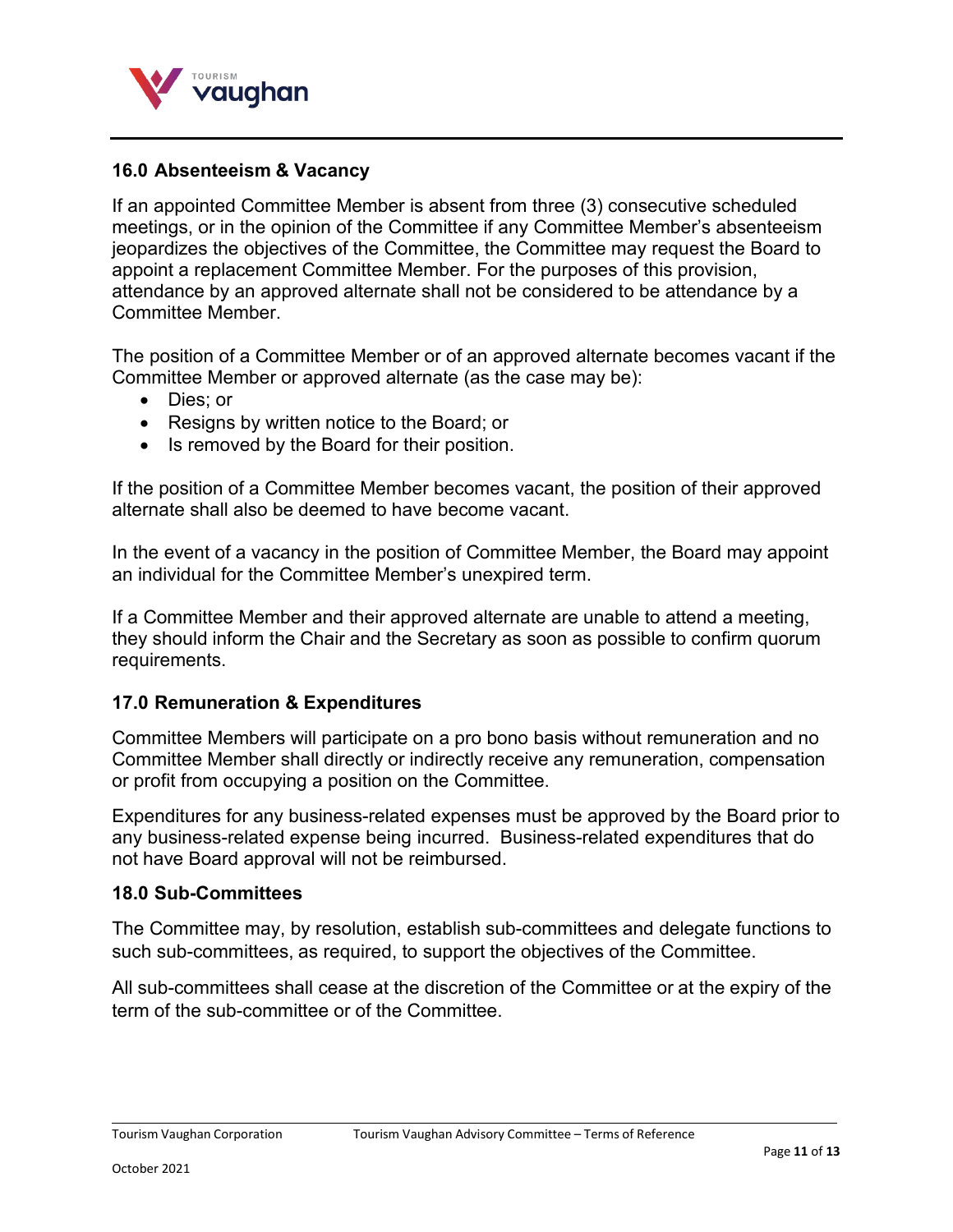## 16.0 Absenteeism & Vacancy

If an appointed Committee Member is absent from three (3) consecutive scheduled meetings, or in the opinion of the Committee if any Committee Member's absenteeism jeopardizes the objectives of the Committee, the Committee may request the Board to appoint a replacement Committee Member. For the purposes of this provision, attendance by an approved alternate shall not be considered to be attendance by a Committee Member.

The position of a Committee Member or of an approved alternate becomes vacant if the Committee Member or approved alternate (as the case may be):

- Dies; or
- Resigns by written notice to the Board; or
- Is removed by the Board for their position.

If the position of a Committee Member becomes vacant, the position of their approved alternate shall also be deemed to have become vacant.

In the event of a vacancy in the position of Committee Member, the Board may appoint an individual for the Committee Member's unexpired term.

If a Committee Member and their approved alternate are unable to attend a meeting, they should inform the Chair and the Secretary as soon as possible to confirm quorum requirements.

## 17.0 Remuneration & Expenditures

Committee Members will participate on a pro bono basis without remuneration and no Committee Member shall directly or indirectly receive any remuneration, compensation or profit from occupying a position on the Committee.

Expenditures for any business-related expenses must be approved by the Board prior to any business-related expense being incurred. Business-related expenditures that do not have Board approval will not be reimbursed.

## 18.0 Sub-Committees

The Committee may, by resolution, establish sub-committees and delegate functions to such sub-committees, as required, to support the objectives of the Committee.

All sub-committees shall cease at the discretion of the Committee or at the expiry of the term of the sub-committee or of the Committee.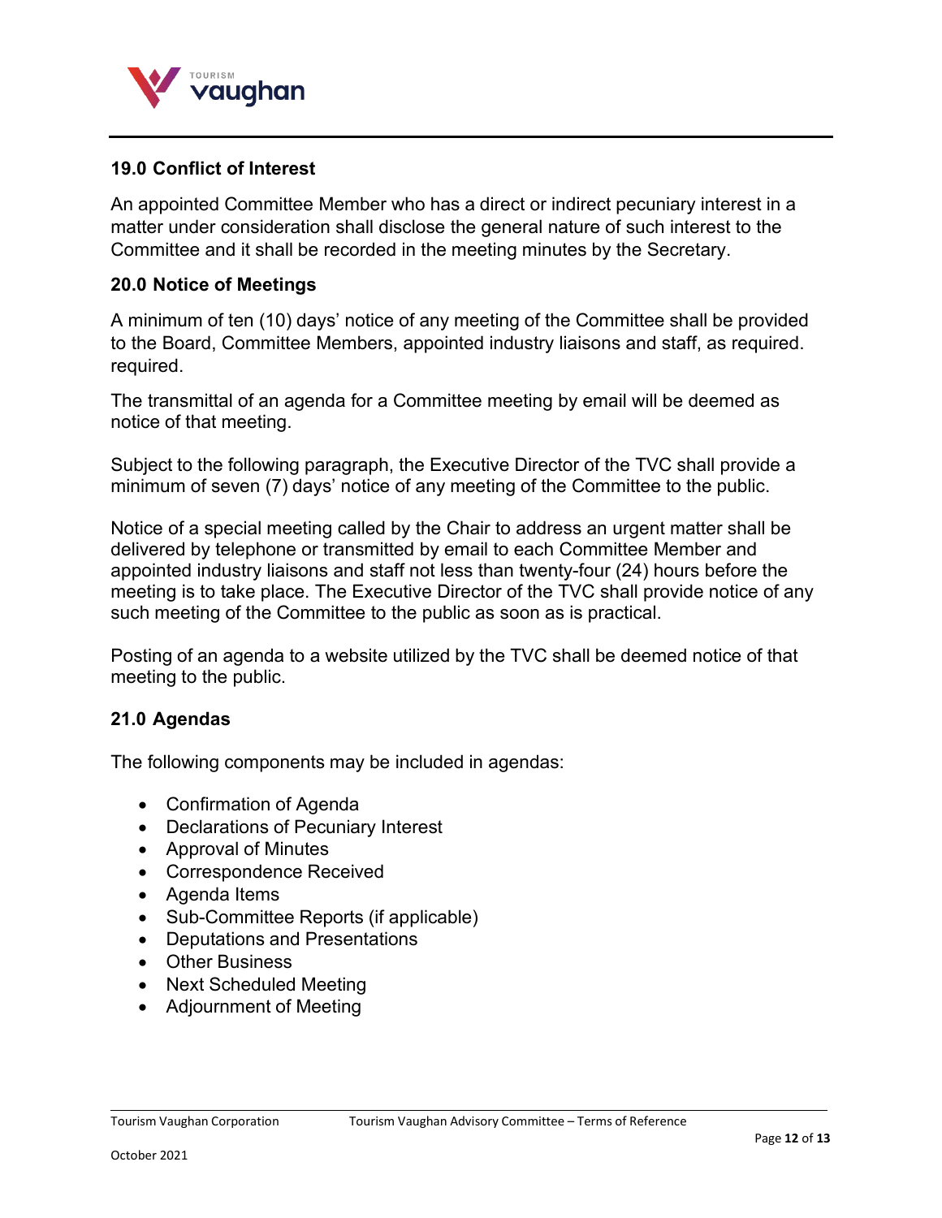## 19.0 Conflict of Interest

An appointed Committee Member who has a direct or indirect pecuniary interest in a matter under consideration shall disclose the general nature of such interest to the Committee and it shall be recorded in the meeting minutes by the Secretary.

## 20.0 Notice of Meetings

A minimum of ten (10) days' notice of any meeting of the Committee shall be provided to the Board, Committee Members, appointed industry liaisons and staff, as required. required.

The transmittal of an agenda for a Committee meeting by email will be deemed as notice of that meeting.

Subject to the following paragraph, the Executive Director of the TVC shall provide a minimum of seven (7) days' notice of any meeting of the Committee to the public.

Notice of a special meeting called by the Chair to address an urgent matter shall be delivered by telephone or transmitted by email to each Committee Member and appointed industry liaisons and staff not less than twenty-four (24) hours before the meeting is to take place. The Executive Director of the TVC shall provide notice of any such meeting of the Committee to the public as soon as is practical.

Posting of an agenda to a website utilized by the TVC shall be deemed notice of that meeting to the public.

## 21.0 Agendas

The following components may be included in agendas:

- Confirmation of Agenda
- Declarations of Pecuniary Interest
- Approval of Minutes
- Correspondence Received
- Agenda Items
- Sub-Committee Reports (if applicable)
- Deputations and Presentations
- Other Business
- Next Scheduled Meeting
- Adjournment of Meeting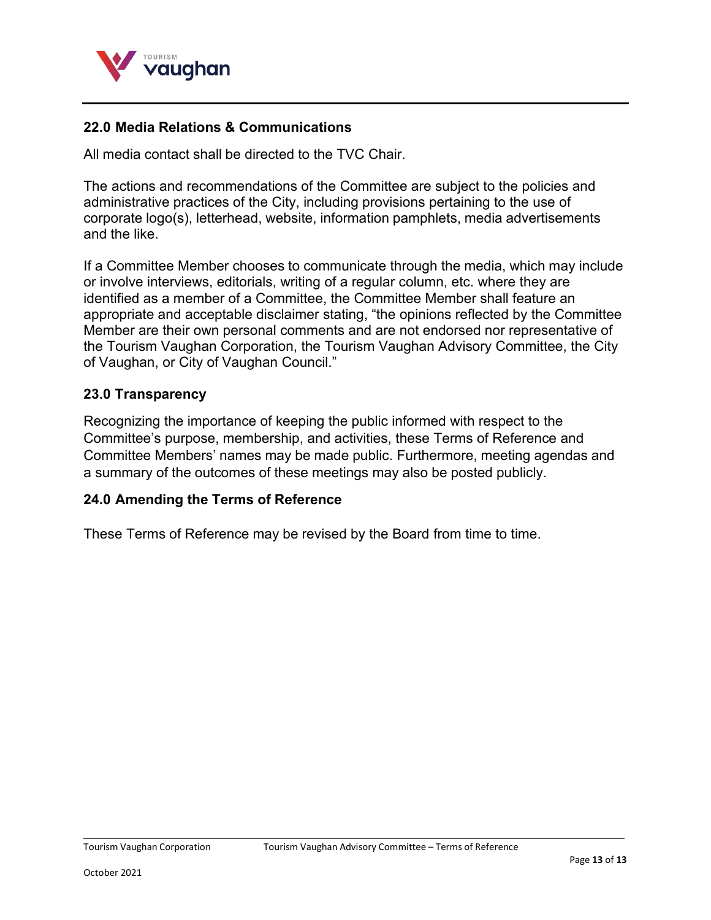## 22.0 Media Relations & Communications

All media contact shall be directed to the TVC Chair.

The actions and recommendations of the Committee are subject to the policies and administrative practices of the City, including provisions pertaining to the use of corporate logo(s), letterhead, website, information pamphlets, media advertisements and the like.

If a Committee Member chooses to communicate through the media, which may include or involve interviews, editorials, writing of a regular column, etc. where they are identified as a member of a Committee, the Committee Member shall feature an appropriate and acceptable disclaimer stating, "the opinions reflected by the Committee Member are their own personal comments and are not endorsed nor representative of the Tourism Vaughan Corporation, the Tourism Vaughan Advisory Committee, the City of Vaughan, or City of Vaughan Council."

## 23.0 Transparency

Recognizing the importance of keeping the public informed with respect to the Committee's purpose, membership, and activities, these Terms of Reference and Committee Members' names may be made public. Furthermore, meeting agendas and a summary of the outcomes of these meetings may also be posted publicly.

## 24.0 Amending the Terms of Reference

These Terms of Reference may be revised by the Board from time to time.